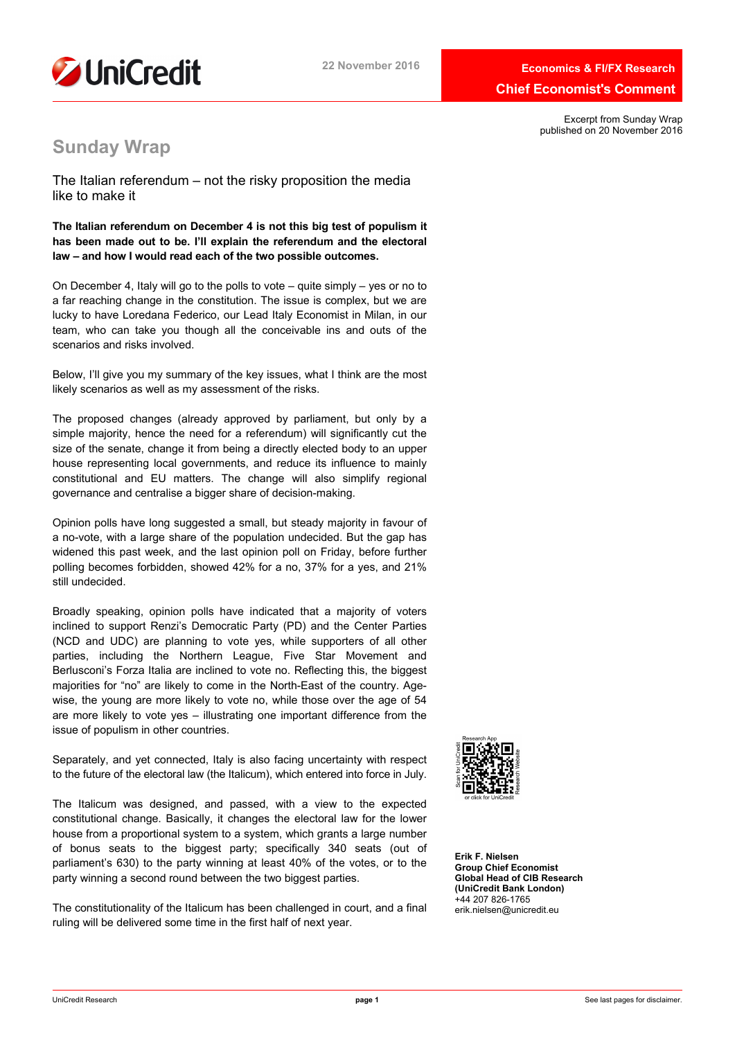22 November 2016

Economics & FI/FX Research

Chief Economist's Comment

Excerpt from Sunday Wrap published on 20 November 2016

# Sunday Wrap

## The Italian referendum – not the risky proposition the media like to make it

**The Italian referendum on December 4 is not this big test of populism it has been made out to be. I'll explain the referendum and the electoral law – and how I would read each of the two possible outcomes.**

On December 4, Italy will go to the polls to vote – quite simply – yes or no to a far reaching change in the constitution. The issue is complex, but we are lucky to have Loredana Federico, our Lead Italy Economist in Milan, in our team, who can take you though all the conceivable ins and outs of the scenarios and risks involved.

Below, I'll give you my summary of the key issues, what I think are the most likely scenarios as well as my assessment of the risks.

The proposed changes (already approved by parliament, but only by a simple majority, hence the need for a referendum) will significantly cut the size of the senate, change it from being a directly elected body to an upper house representing local governments, and reduce its influence to mainly constitutional and EU matters. The change will also simplify regional governance and centralise a bigger share of decision-making.

Opinion polls have long suggested a small, but steady majority in favour of a no-vote, with a large share of the population undecided. But the gap has widened this past week, and the last opinion poll on Friday, before further polling becomes forbidden, showed 42% for a no, 37% for a yes, and 21% still undecided.

Broadly speaking, opinion polls have indicated that a majority of voters inclined to support Renzi's Democratic Party (PD) and the Center Parties (NCD and UDC) are planning to vote yes, while supporters of all other parties, including the Northern League, Five Star Movement and Berlusconi's Forza Italia are inclined to vote no. Reflecting this, the biggest majorities for "no" are likely to come in the North-East of the country. Age-wise, the young are more likely to vote no, while those over the age of 54 are more likely to vote yes – illustrating one important difference from the issue of populism in other countries.

Separately, and yet connected, Italy is also facing uncertainty with respect to the future of the electoral law (the Italicum), which entered into force in July.

The Italicum was designed, and passed, with a view to the expected constitutional change. Basically, it changes the electoral law for the lower house from a proportional system to a system, which grants a large number of bonus seats to the biggest party; specifically 340 seats (out of parliament's 630) to the party winning at least 40% of the votes, or to the party winning a second round between the two biggest parties.

The constitutionality of the Italicum has been challenged in court, and a final ruling will be delivered some time in the first half of next year.

**Erik F. Nielsen**
**Group Chief Economist**
**Global Head of CIB Research**
**(UniCredit Bank London)**
+44 207 826-1765
erik.nielsen@unicredit.eu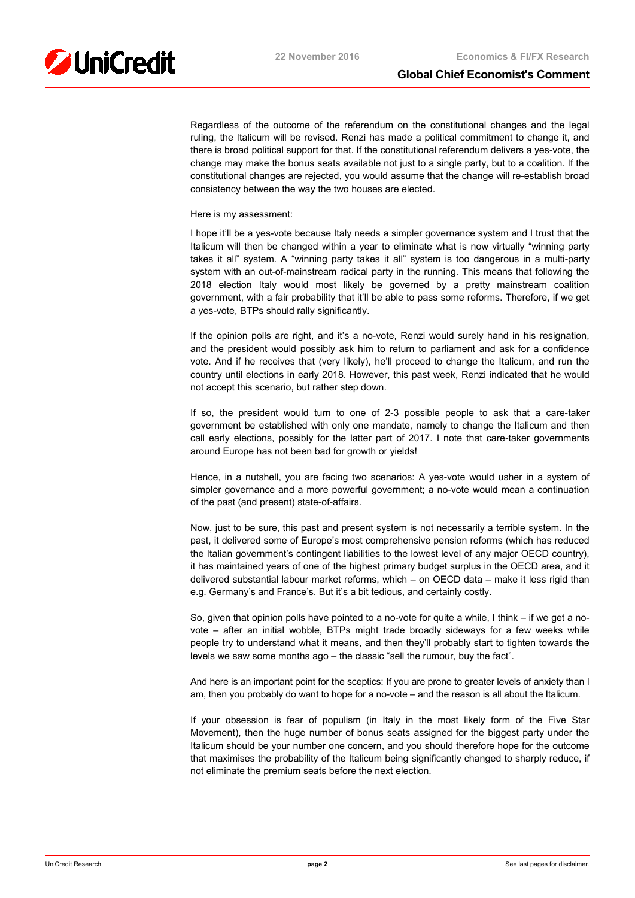Regardless of the outcome of the referendum on the constitutional changes and the legal ruling, the Italicum will be revised. Renzi has made a political commitment to change it, and there is broad political support for that. If the constitutional referendum delivers a yes-vote, the change may make the bonus seats available not just to a single party, but to a coalition. If the constitutional changes are rejected, you would assume that the change will re-establish broad consistency between the way the two houses are elected.

Here is my assessment:

I hope it'll be a yes-vote because Italy needs a simpler governance system and I trust that the Italicum will then be changed within a year to eliminate what is now virtually "winning party takes it all" system. A "winning party takes it all" system is too dangerous in a multi-party system with an out-of-mainstream radical party in the running. This means that following the 2018 election Italy would most likely be governed by a pretty mainstream coalition government, with a fair probability that it'll be able to pass some reforms. Therefore, if we get a yes-vote, BTPs should rally significantly.

If the opinion polls are right, and it's a no-vote, Renzi would surely hand in his resignation, and the president would possibly ask him to return to parliament and ask for a confidence vote. And if he receives that (very likely), he'll proceed to change the Italicum, and run the country until elections in early 2018. However, this past week, Renzi indicated that he would not accept this scenario, but rather step down.

If so, the president would turn to one of 2-3 possible people to ask that a care-taker government be established with only one mandate, namely to change the Italicum and then call early elections, possibly for the latter part of 2017. I note that care-taker governments around Europe has not been bad for growth or yields!

Hence, in a nutshell, you are facing two scenarios: A yes-vote would usher in a system of simpler governance and a more powerful government; a no-vote would mean a continuation of the past (and present) state-of-affairs.

Now, just to be sure, this past and present system is not necessarily a terrible system. In the past, it delivered some of Europe's most comprehensive pension reforms (which has reduced the Italian government's contingent liabilities to the lowest level of any major OECD country), it has maintained years of one of the highest primary budget surplus in the OECD area, and it delivered substantial labour market reforms, which – on OECD data – make it less rigid than e.g. Germany's and France's. But it's a bit tedious, and certainly costly.

So, given that opinion polls have pointed to a no-vote for quite a while, I think – if we get a no-vote – after an initial wobble, BTPs might trade broadly sideways for a few weeks while people try to understand what it means, and then they'll probably start to tighten towards the levels we saw some months ago – the classic "sell the rumour, buy the fact".

And here is an important point for the sceptics: If you are prone to greater levels of anxiety than I am, then you probably do want to hope for a no-vote – and the reason is all about the Italicum.

If your obsession is fear of populism (in Italy in the most likely form of the Five Star Movement), then the huge number of bonus seats assigned for the biggest party under the Italicum should be your number one concern, and you should therefore hope for the outcome that maximises the probability of the Italicum being significantly changed to sharply reduce, if not eliminate the premium seats before the next election.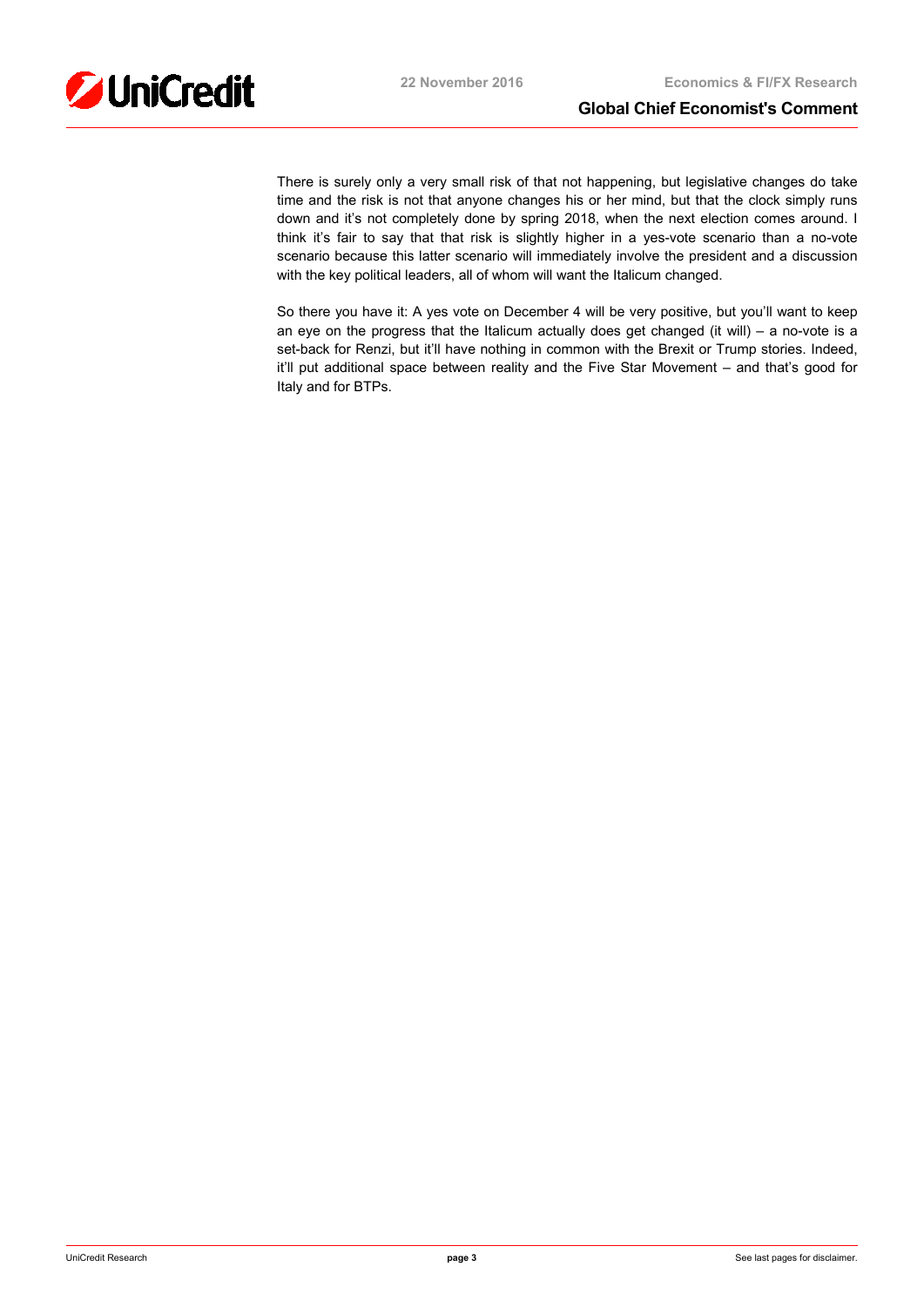There is surely only a very small risk of that not happening, but legislative changes do take time and the risk is not that anyone changes his or her mind, but that the clock simply runs down and it's not completely done by spring 2018, when the next election comes around. I think it's fair to say that that risk is slightly higher in a yes-vote scenario than a no-vote scenario because this latter scenario will immediately involve the president and a discussion with the key political leaders, all of whom will want the Italicum changed.

So there you have it: A yes vote on December 4 will be very positive, but you'll want to keep an eye on the progress that the Italicum actually does get changed (it will) – a no-vote is a set-back for Renzi, but it'll have nothing in common with the Brexit or Trump stories. Indeed, it'll put additional space between reality and the Five Star Movement – and that's good for Italy and for BTPs.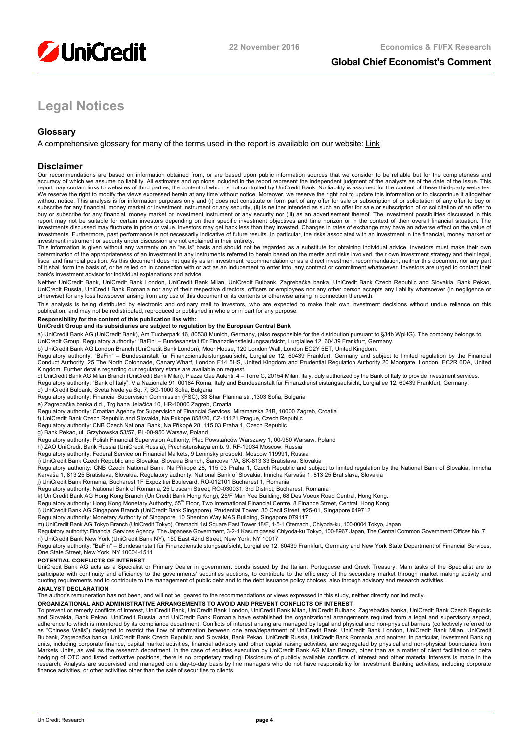# Legal Notices

## Glossary

A comprehensive glossary for many of the terms used in the report is available on our website: Link

## Disclaimer

Our recommendations are based on information obtained from, or are based upon public information sources that we consider to be reliable but for the completeness and accuracy of which we assume no liability. All estimates and opinions included in the report represent the independent judgment of the analysts as of the date of the issue. This report may contain links to websites of third parties, the content of which is not controlled by UniCredit Bank. No liability is assumed for the content of these third-party websites. We reserve the right to modify the views expressed herein at any time without notice. Moreover, we reserve the right not to update this information or to discontinue it altogether without notice. This analysis is for information purposes only and (i) does not constitute or form part of any offer for sale or subscription of or solicitation of any offer to buy or subscribe for any financial, money market or investment instrument or any security, (ii) is neither intended as such an offer for sale or subscription of or solicitation of an offer to buy or subscribe for any financial, money market or investment instrument or any security nor (iii) as an advertisement thereof. The investment possibilities discussed in this report may not be suitable for certain investors depending on their specific investment objectives and time horizon or in the context of their overall financial situation. The investments discussed may fluctuate in price or value. Investors may get back less than they invested. Changes in rates of exchange may have an adverse effect on the value of investments. Furthermore, past performance is not necessarily indicative of future results. In particular, the risks associated with an investment in the financial, money market or investment instrument or security under discussion are not explained in their entirety.

This information is given without any warranty on an "as is" basis and should not be regarded as a substitute for obtaining individual advice. Investors must make their own determination of the appropriateness of an investment in any instruments referred to herein based on the merits and risks involved, their own investment strategy and their legal, fiscal and financial position. As this document does not qualify as an investment recommendation or as a direct investment recommendation, neither this document nor any part of it shall form the basis of, or be relied on in connection with or act as an inducement to enter into, any contract or commitment whatsoever. Investors are urged to contact their bank's investment advisor for individual explanations and advice.

Neither UniCredit Bank, UniCredit Bank London, UniCredit Bank Milan, UniCredit Bulbank, Zagrebačka banka, UniCredit Bank Czech Republic and Slovakia, Bank Pekao, UniCredit Russia, UniCredit Bank Romania nor any of their respective directors, officers or employees nor any other person accepts any liability whatsoever (in negligence or otherwise) for any loss howsoever arising from any use of this document or its contents or otherwise arising in connection therewith.

This analysis is being distributed by electronic and ordinary mail to investors, who are expected to make their own investment decisions without undue reliance on this publication, and may not be redistributed, reproduced or published in whole or in part for any purpose.

**Responsibility for the content of this publication lies with:**

**UniCredit Group and its subsidiaries are subject to regulation by the European Central Bank**

a) UniCredit Bank AG (UniCredit Bank), Am Tucherpark 16, 80538 Munich, Germany, (also responsible for the distribution pursuant to §34b WpHG). The company belongs to UniCredit Group. Regulatory authority: "BaFin" – Bundesanstalt für Finanzdienstleistungsaufsicht, Lurgiallee 12, 60439 Frankfurt, Germany.

b) UniCredit Bank AG London Branch (UniCredit Bank London), Moor House, 120 London Wall, London EC2Y 5ET, United Kingdom.
Regulatory authority: "BaFin" – Bundesanstalt für Finanzdienstleistungsaufsicht, Lurgiallee 12, 60439 Frankfurt, Germany and subject to limited regulation by the Financial Conduct Authority, 25 The North Colonnade, Canary Wharf, London E14 5HS, United Kingdom and Prudential Regulation Authority 20 Moorgate, London, EC2R 6DA, United Kingdom. Further details regarding our regulatory status are available on request.

c) UniCredit Bank AG Milan Branch (UniCredit Bank Milan), Piazza Gae Aulenti, 4 – Torre C, 20154 Milan, Italy, duly authorized by the Bank of Italy to provide investment services.
Regulatory authority: "Bank of Italy", Via Nazionale 91, 00184 Roma, Italy and Bundesanstalt für Finanzdienstleistungsaufsicht, Lurgiallee 12, 60439 Frankfurt, Germany.

d) UniCredit Bulbank, Sveta Nedelya Sq. 7, BG-1000 Sofia, Bulgaria
Regulatory authority: Financial Supervision Commission (FSC), 33 Shar Planina str.,1303 Sofia, Bulgaria

e) Zagrebačka banka d.d., Trg bana Jelačića 10, HR-10000 Zagreb, Croatia
Regulatory authority: Croatian Agency for Supervision of Financial Services, Miramarska 24B, 10000 Zagreb, Croatia

f) UniCredit Bank Czech Republic and Slovakia, Na Príkope 858/20, CZ-11121 Prague, Czech Republic
Regulatory authority: CNB Czech National Bank, Na Příkopě 28, 115 03 Praha 1, Czech Republic

g) Bank Pekao, ul. Grzybowska 53/57, PL-00-950 Warsaw, Poland
Regulatory authority: Polish Financial Supervision Authority, Plac Powstańców Warszawy 1, 00-950 Warsaw, Poland

h) ZAO UniCredit Bank Russia (UniCredit Russia), Prechistenskaya emb. 9, RF-19034 Moscow, Russia
Regulatory authority: Federal Service on Financial Markets, 9 Leninsky prospekt, Moscow 119991, Russia

i) UniCredit Bank Czech Republic and Slovakia, Slovakia Branch, Šancova 1/A, SK-813 33 Bratislava, Slovakia
Regulatory authority: CNB Czech National Bank, Na Příkopě 28, 115 03 Praha 1, Czech Republic and subject to limited regulation by the National Bank of Slovakia, Imricha Karvaša 1, 813 25 Bratislava, Slovakia. Regulatory authority: National Bank of Slovakia, Imricha Karvaša 1, 813 25 Bratislava, Slovakia

j) UniCredit Bank Romania, Bucharest 1F Expozitiei Boulevard, RO-012101 Bucharest 1, Romania
Regulatory authority: National Bank of Romania, 25 Lipscani Street, RO-030031, 3rd District, Bucharest, Romania

k) UniCredit Bank AG Hong Kong Branch (UniCredit Bank Hong Kong), 25/F Man Yee Building, 68 Des Voeux Road Central, Hong Kong.
Regulatory authority: Hong Kong Monetary Authority, 55th Floor, Two International Financial Centre, 8 Finance Street, Central, Hong Kong

l) UniCredit Bank AG Singapore Branch (UniCredit Bank Singapore), Prudential Tower, 30 Cecil Street, #25-01, Singapore 049712
Regulatory authority: Monetary Authority of Singapore, 10 Shenton Way MAS Building, Singapore 079117

m) UniCredit Bank AG Tokyo Branch (UniCredit Tokyo), Otemachi 1st Square East Tower 18/F, 1-5-1 Otemachi, Chiyoda-ku, 100-0004 Tokyo, Japan
Regulatory authority: Financial Services Agency, The Japanese Government, 3-2-1 Kasumigaseki Chiyoda-ku Tokyo, 100-8967 Japan, The Central Common Government Offices No. 7.

n) UniCredit Bank New York (UniCredit Bank NY), 150 East 42nd Street, New York, NY 10017
Regulatory authority: "BaFin" – Bundesanstalt für Finanzdienstleistungsaufsicht, Lurgiallee 12, 60439 Frankfurt, Germany and New York State Department of Financial Services, One State Street, New York, NY 10004-1511

**POTENTIAL CONFLICTS OF INTEREST**

UniCredit Bank AG acts as a Specialist or Primary Dealer in government bonds issued by the Italian, Portuguese and Greek Treasury. Main tasks of the Specialist are to participate with continuity and efficiency to the governments' securities auctions, to contribute to the efficiency of the secondary market through market making activity and quoting requirements and to contribute to the management of public debt and to the debt issuance policy choices, also through advisory and research activities.

**ANALYST DECLARATION**

The author's remuneration has not been, and will not be, geared to the recommendations or views expressed in this study, neither directly nor indirectly.

**ORGANIZATIONAL AND ADMINISTRATIVE ARRANGEMENTS TO AVOID AND PREVENT CONFLICTS OF INTEREST**

To prevent or remedy conflicts of interest, UniCredit Bank, UniCredit Bank London, UniCredit Bank Milan, UniCredit Bulbank, Zagrebačka banka, UniCredit Bank Czech Republic and Slovakia, Bank Pekao, UniCredit Russia, and UniCredit Bank Romania have established the organizational arrangements required from a legal and supervisory aspect, adherence to which is monitored by its compliance department. Conflicts of interest arising are managed by legal and physical and non-physical barriers (collectively referred to as "Chinese Walls") designed to restrict the flow of information between one area/department of UniCredit Bank, UniCredit Bank London, UniCredit Bank Milan, UniCredit Bulbank, Zagrebačka banka, UniCredit Bank Czech Republic and Slovakia, Bank Pekao, UniCredit Russia, UniCredit Bank Romania, and another. In particular, Investment Banking units, including corporate finance, capital market activities, financial advisory and other capital raising activities, are segregated by physical and non-physical boundaries from Markets Units, as well as the research department. In the case of equities execution by UniCredit Bank AG Milan Branch, other than as a matter of client facilitation or delta hedging of OTC and listed derivative positions, there is no proprietary trading. Disclosure of publicly available conflicts of interest and other material interests is made in the research. Analysts are supervised and managed on a day-to-day basis by line managers who do not have responsibility for Investment Banking activities, including corporate finance activities, or other activities other than the sale of securities to clients.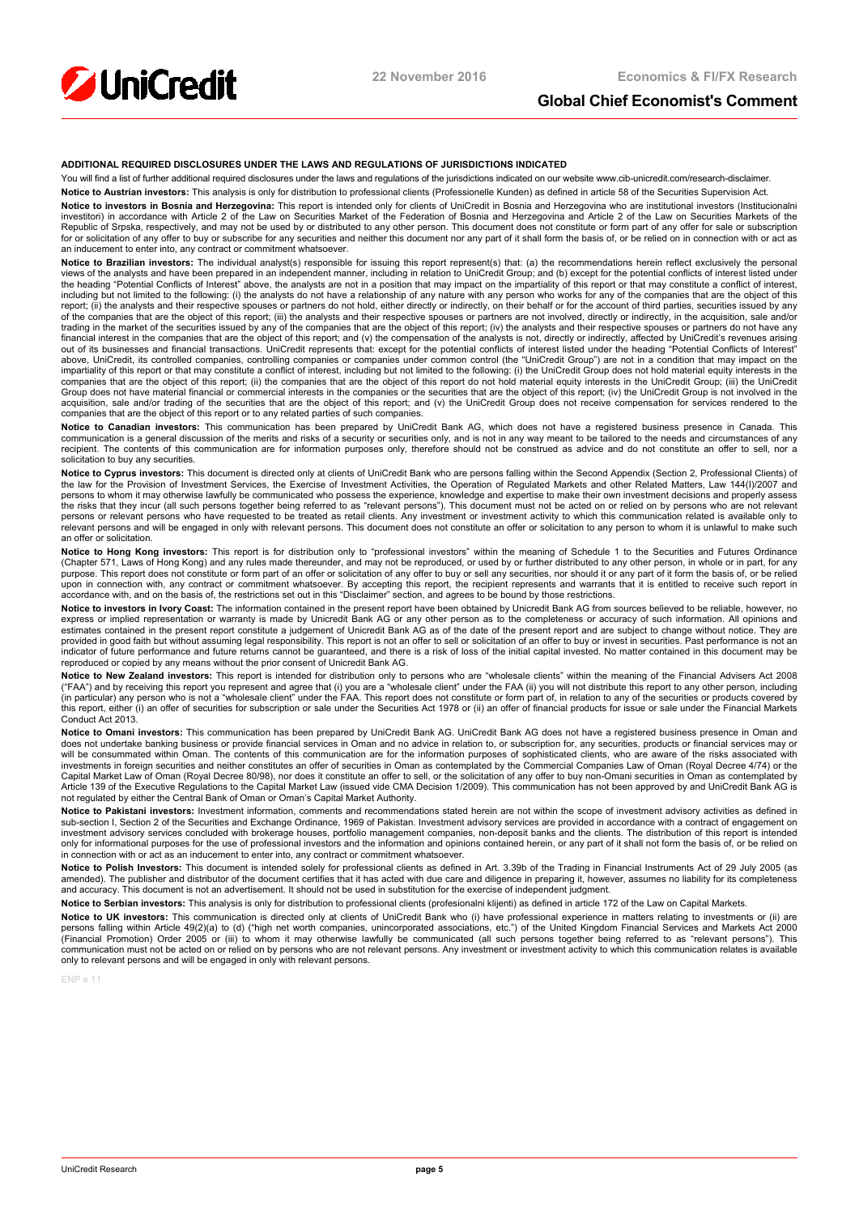**ADDITIONAL REQUIRED DISCLOSURES UNDER THE LAWS AND REGULATIONS OF JURISDICTIONS INDICATED**

You will find a list of further additional required disclosures under the laws and regulations of the jurisdictions indicated on our website www.cib-unicredit.com/research-disclaimer.

**Notice to Austrian investors:** This analysis is only for distribution to professional clients (Professionelle Kunden) as defined in article 58 of the Securities Supervision Act.

**Notice to investors in Bosnia and Herzegovina:** This report is intended only for clients of UniCredit in Bosnia and Herzegovina who are institutional investors (Institucionalni investitori) in accordance with Article 2 of the Law on Securities Market of the Federation of Bosnia and Herzegovina and Article 2 of the Law on Securities Markets of the Republic of Srpska, respectively, and may not be used by or distributed to any other person. This document does not constitute or form part of any offer for sale or subscription for or solicitation of any offer to buy or subscribe for any securities and neither this document nor any part of it shall form the basis of, or be relied on in connection with or act as an inducement to enter into, any contract or commitment whatsoever.

**Notice to Brazilian investors:** The individual analyst(s) responsible for issuing this report represent(s) that: (a) the recommendations herein reflect exclusively the personal views of the analysts and have been prepared in an independent manner, including in relation to UniCredit Group; and (b) except for the potential conflicts of interest listed under the heading "Potential Conflicts of Interest" above, the analysts are not in a position that may impact on the impartiality of this report or that may constitute a conflict of interest, including but not limited to the following: (i) the analysts do not have a relationship of any nature with any person who works for any of the companies that are the object of this report; (ii) the analysts and their respective spouses or partners do not hold, either directly or indirectly, on their behalf or for the account of third parties, securities issued by any of the companies that are the object of this report; (iii) the analysts and their respective spouses or partners are not involved, directly or indirectly, in the acquisition, sale and/or trading in the market of the securities issued by any of the companies that are the object of this report; (iv) the analysts and their respective spouses or partners do not have any financial interest in the companies that are the object of this report; and (v) the compensation of the analysts is not, directly or indirectly, affected by UniCredit's revenues arising out of its businesses and financial transactions. UniCredit represents that: except for the potential conflicts of interest listed under the heading "Potential Conflicts of Interest" above, UniCredit, its controlled companies, controlling companies or companies under common control (the "UniCredit Group") are not in a condition that may impact on the impartiality of this report or that may constitute a conflict of interest, including but not limited to the following: (i) the UniCredit Group does not hold material equity interests in the companies that are the object of this report; (ii) the companies that are the object of this report do not hold material equity interests in the UniCredit Group; (iii) the UniCredit Group does not have material financial or commercial interests in the companies or the securities that are the object of this report; (iv) the UniCredit Group is not involved in the acquisition, sale and/or trading of the securities that are the object of this report; and (v) the UniCredit Group does not receive compensation for services rendered to the companies that are the object of this report or to any related parties of such companies.

**Notice to Canadian investors:** This communication has been prepared by UniCredit Bank AG, which does not have a registered business presence in Canada. This communication is a general discussion of the merits and risks of a security or securities only, and is not in any way meant to be tailored to the needs and circumstances of any recipient. The contents of this communication are for information purposes only, therefore should not be construed as advice and do not constitute an offer to sell, nor a solicitation to buy any securities.

**Notice to Cyprus investors:** This document is directed only at clients of UniCredit Bank who are persons falling within the Second Appendix (Section 2, Professional Clients) of the law for the Provision of Investment Services, the Exercise of Investment Activities, the Operation of Regulated Markets and other Related Matters, Law 144(I)/2007 and persons to whom it may otherwise lawfully be communicated who possess the experience, knowledge and expertise to make their own investment decisions and properly assess the risks that they incur (all such persons together being referred to as "relevant persons"). This document must not be acted on or relied on by persons who are not relevant persons or relevant persons who have requested to be treated as retail clients. Any investment or investment activity to which this communication related is available only to relevant persons and will be engaged in only with relevant persons. This document does not constitute an offer or solicitation to any person to whom it is unlawful to make such an offer or solicitation.

**Notice to Hong Kong investors:** This report is for distribution only to "professional investors" within the meaning of Schedule 1 to the Securities and Futures Ordinance (Chapter 571, Laws of Hong Kong) and any rules made thereunder, and may not be reproduced, or used by or further distributed to any other person, in whole or in part, for any purpose. This report does not constitute or form part of an offer or solicitation of any offer to buy or sell any securities, nor should it or any part of it form the basis of, or be relied upon in connection with, any contract or commitment whatsoever. By accepting this report, the recipient represents and warrants that it is entitled to receive such report in accordance with, and on the basis of, the restrictions set out in this "Disclaimer" section, and agrees to be bound by those restrictions.

**Notice to investors in Ivory Coast:** The information contained in the present report have been obtained by Unicredit Bank AG from sources believed to be reliable, however, no express or implied representation or warranty is made by Unicredit Bank AG or any other person as to the completeness or accuracy of such information. All opinions and estimates contained in the present report constitute a judgement of Unicredit Bank AG as of the date of the present report and are subject to change without notice. They are provided in good faith but without assuming legal responsibility. This report is not an offer to sell or solicitation of an offer to buy or invest in securities. Past performance is not an indicator of future performance and future returns cannot be guaranteed, and there is a risk of loss of the initial capital invested. No matter contained in this document may be reproduced or copied by any means without the prior consent of Unicredit Bank AG.

**Notice to New Zealand investors:** This report is intended for distribution only to persons who are "wholesale clients" within the meaning of the Financial Advisers Act 2008 ("FAA") and by receiving this report you represent and agree that (i) you are a "wholesale client" under the FAA (ii) you will not distribute this report to any other person, including (in particular) any person who is not a "wholesale client" under the FAA. This report does not constitute or form part of, in relation to any of the securities or products covered by this report, either (i) an offer of securities for subscription or sale under the Securities Act 1978 or (ii) an offer of financial products for issue or sale under the Financial Markets Conduct Act 2013.

**Notice to Omani investors:** This communication has been prepared by UniCredit Bank AG. UniCredit Bank AG does not have a registered business presence in Oman and does not undertake banking business or provide financial services in Oman and no advice in relation to, or subscription for, any securities, products or financial services may or will be consummated within Oman. The contents of this communication are for the information purposes of sophisticated clients, who are aware of the risks associated with investments in foreign securities and neither constitutes an offer of securities in Oman as contemplated by the Commercial Companies Law of Oman (Royal Decree 4/74) or the Capital Market Law of Oman (Royal Decree 80/98), nor does it constitute an offer to sell, or the solicitation of any offer to buy non-Omani securities in Oman as contemplated by Article 139 of the Executive Regulations to the Capital Market Law (issued vide CMA Decision 1/2009). This communication has not been approved by and UniCredit Bank AG is not regulated by either the Central Bank of Oman or Oman's Capital Market Authority.

**Notice to Pakistani investors:** Investment information, comments and recommendations stated herein are not within the scope of investment advisory activities as defined in sub-section I, Section 2 of the Securities and Exchange Ordinance, 1969 of Pakistan. Investment advisory services are provided in accordance with a contract of engagement on investment advisory services concluded with brokerage houses, portfolio management companies, non-deposit banks and the clients. The distribution of this report is intended only for informational purposes for the use of professional investors and the information and opinions contained herein, or any part of it shall not form the basis of, or be relied on in connection with or act as an inducement to enter into, any contract or commitment whatsoever.

**Notice to Polish Investors:** This document is intended solely for professional clients as defined in Art. 3.39b of the Trading in Financial Instruments Act of 29 July 2005 (as amended). The publisher and distributor of the document certifies that it has acted with due care and diligence in preparing it, however, assumes no liability for its completeness and accuracy. This document is not an advertisement. It should not be used in substitution for the exercise of independent judgment.

**Notice to Serbian investors:** This analysis is only for distribution to professional clients (profesionalni klijenti) as defined in article 172 of the Law on Capital Markets.

**Notice to UK investors:** This communication is directed only at clients of UniCredit Bank who (i) have professional experience in matters relating to investments or (ii) are persons falling within Article 49(2)(a) to (d) ("high net worth companies, unincorporated associations, etc.") of the United Kingdom Financial Services and Markets Act 2000 (Financial Promotion) Order 2005 or (iii) to whom it may otherwise lawfully be communicated (all such persons together being referred to as "relevant persons"). This communication must not be acted on or relied on by persons who are not relevant persons. Any investment or investment activity to which this communication relates is available only to relevant persons and will be engaged in only with relevant persons.

ENP e 11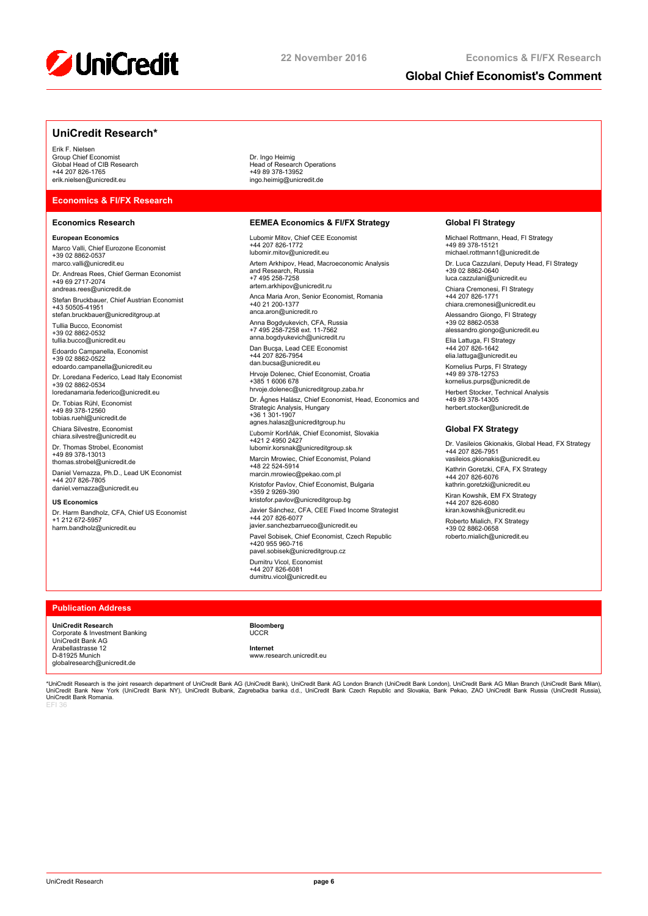## UniCredit Research*

Erik F. Nielsen
Group Chief Economist
Global Head of CIB Research
+44 207 826-1765
erik.nielsen@unicredit.eu

Dr. Ingo Heimig
Head of Research Operations
+49 89 378-13952
ingo.heimig@unicredit.de

## Economics & FI/FX Research

### Economics Research

**European Economics**

Marco Valli, Chief Eurozone Economist
+39 02 8862-0537
marco.valli@unicredit.eu

Dr. Andreas Rees, Chief German Economist
+49 69 2717-2074
andreas.rees@unicredit.de

Stefan Bruckbauer, Chief Austrian Economist
+43 50505-41951
stefan.bruckbauer@unicreditgroup.at

Tullia Bucco, Economist
+39 02 8862-0532
tullia.bucco@unicredit.eu

Edoardo Campanella, Economist
+39 02 8862-0522
edoardo.campanella@unicredit.eu

Dr. Loredana Federico, Lead Italy Economist
+39 02 8862-0534
loredanamaria.federico@unicredit.eu

Dr. Tobias Rühl, Economist
+49 89 378-12560
tobias.ruehl@unicredit.de

Chiara Silvestre, Economist
chiara.silvestre@unicredit.eu

Dr. Thomas Strobel, Economist
+49 89 378-13013
thomas.strobel@unicredit.de

Daniel Vernazza, Ph.D., Lead UK Economist
+44 207 826-7805
daniel.vernazza@unicredit.eu

**US Economics**

Dr. Harm Bandholz, CFA, Chief US Economist
+1 212 672-5957
harm.bandholz@unicredit.eu

### EEMEA Economics & FI/FX Strategy

Lubomir Mitov, Chief CEE Economist
+44 207 826-1772
lubomir.mitov@unicredit.eu

Artem Arkhipov, Head, Macroeconomic Analysis and Research, Russia
+7 495 258-7258
artem.arkhipov@unicredit.ru

Anca Maria Aron, Senior Economist, Romania
+40 21 200-1377
anca.aron@unicredit.ro

Anna Bogdyukevich, CFA, Russia
+7 495 258-7258 ext. 11-7562
anna.bogdyukevich@unicredit.ru

Dan Bucşa, Lead CEE Economist
+44 207 826-7954
dan.bucsa@unicredit.eu

Hrvoje Dolenec, Chief Economist, Croatia
+385 1 6006 678
hrvoje.dolenec@unicreditgroup.zaba.hr

Dr. Ágnes Halász, Chief Economist, Head, Economics and Strategic Analysis, Hungary
+36 1 301-1907
agnes.halasz@unicreditgroup.hu

Ľubomír Koršňák, Chief Economist, Slovakia
+421 2 4950 2427
lubomir.korsnak@unicreditgroup.sk

Marcin Mrowiec, Chief Economist, Poland
+48 22 524-5914
marcin.mrowiec@pekao.com.pl

Kristofor Pavlov, Chief Economist, Bulgaria
+359 2 9269-390
kristofor.pavlov@unicreditgroup.bg

Javier Sánchez, CFA, CEE Fixed Income Strategist
+44 207 826-6077
javier.sanchezbarrueco@unicredit.eu

Pavel Sobisek, Chief Economist, Czech Republic
+420 955 960-716
pavel.sobisek@unicreditgroup.cz

Dumitru Vicol, Economist
+44 207 826-6081
dumitru.vicol@unicredit.eu

### Global FI Strategy

Michael Rottmann, Head, FI Strategy
+49 89 378-15121
michael.rottmann1@unicredit.de

Dr. Luca Cazzulani, Deputy Head, FI Strategy
+39 02 8862-0640
luca.cazzulani@unicredit.eu

Chiara Cremonesi, FI Strategy
+44 207 826-1771
chiara.cremonesi@unicredit.eu

Alessandro Giongo, FI Strategy
+39 02 8862-0538
alessandro.giongo@unicredit.eu

Elia Lattuga, FI Strategy
+44 207 826-1642
elia.lattuga@unicredit.eu

Kornelius Purps, FI Strategy
+49 89 378-12753
kornelius.purps@unicredit.de

Herbert Stocker, Technical Analysis
+49 89 378-14305
herbert.stocker@unicredit.de

### Global FX Strategy

Dr. Vasileios Gkionakis, Global Head, FX Strategy
+44 207 826-7951
vasileios.gkionakis@unicredit.eu

Kathrin Goretzki, CFA, FX Strategy
+44 207 826-6076
kathrin.goretzki@unicredit.eu

Kiran Kowshik, EM FX Strategy
+44 207 826-6080
kiran.kowshik@unicredit.eu

Roberto Mialich, FX Strategy
+39 02 8862-0658
roberto.mialich@unicredit.eu

## Publication Address

**UniCredit Research**
Corporate & Investment Banking
UniCredit Bank AG
Arabellastrasse 12
D-81925 Munich
globalresearch@unicredit.de

**Bloomberg**
UCCR

**Internet**
www.research.unicredit.eu

*UniCredit Research is the joint research department of UniCredit Bank AG (UniCredit Bank), UniCredit Bank AG London Branch (UniCredit Bank London), UniCredit Bank AG Milan Branch (UniCredit Bank Milan), UniCredit Bank New York (UniCredit Bank NY), UniCredit Bulbank, Zagrebačka banka d.d., UniCredit Bank Czech Republic and Slovakia, Bank Pekao, ZAO UniCredit Bank Russia (UniCredit Russia), UniCredit Bank Romania.

EFI 36